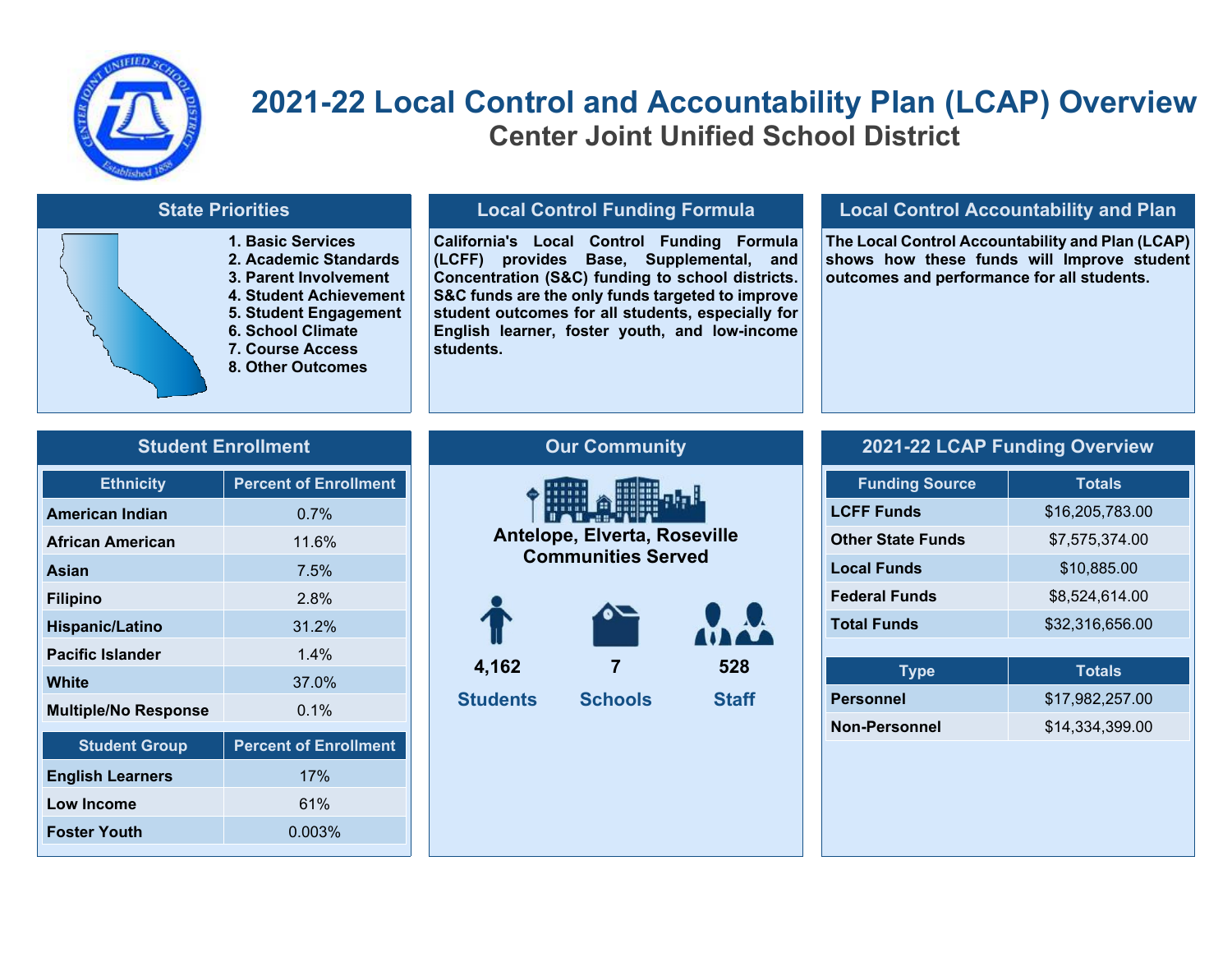# 2021-22 Local Control and Accountability Plan (LCAP) Overview

## Center Joint Unified School District

### State Priorities

1. Basic Services
2. Academic Standards
3. Parent Involvement
4. Student Achievement
5. Student Engagement
6. School Climate
7. Course Access
8. Other Outcomes

### Local Control Funding Formula

**California's Local Control Funding Formula (LCFF) provides Base, Supplemental, and Concentration (S&C) funding to school districts. S&C funds are the only funds targeted to improve student outcomes for all students, especially for English learner, foster youth, and low-income students.**

### Local Control Accountability and Plan

**The Local Control Accountability and Plan (LCAP) shows how these funds will Improve student outcomes and performance for all students.**

### Student Enrollment

| Ethnicity | Percent of Enrollment |
| --- | --- |
| American Indian | 0.7% |
| African American | 11.6% |
| Asian | 7.5% |
| Filipino | 2.8% |
| Hispanic/Latino | 31.2% |
| Pacific Islander | 1.4% |
| White | 37.0% |
| Multiple/No Response | 0.1% |

| Student Group | Percent of Enrollment |
| --- | --- |
| English Learners | 17% |
| Low Income | 61% |
| Foster Youth | 0.003% |

### Our Community

**Antelope, Elverta, Roseville Communities Served**

| 4,162 | 7 | 528 |
| --- | --- | --- |
| Students | Schools | Staff |

### 2021-22 LCAP Funding Overview

| Funding Source | Totals |
| --- | --- |
| LCFF Funds | $16,205,783.00 |
| Other State Funds | $7,575,374.00 |
| Local Funds | $10,885.00 |
| Federal Funds | $8,524,614.00 |
| Total Funds | $32,316,656.00 |

| Type | Totals |
| --- | --- |
| Personnel | $17,982,257.00 |
| Non-Personnel | $14,334,399.00 |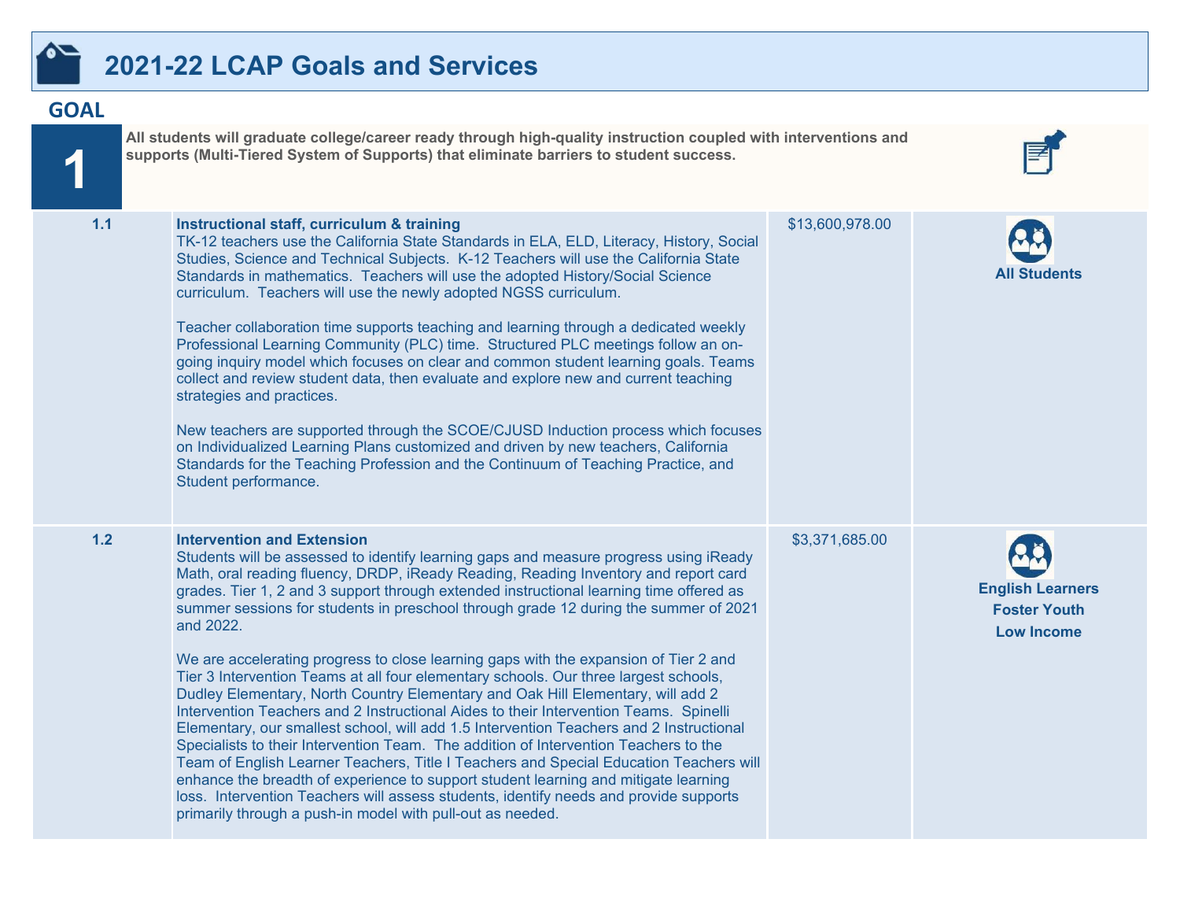# 2021-22 LCAP Goals and Services

## GOAL 1

**All students will graduate college/career ready through high-quality instruction coupled with interventions and supports (Multi-Tiered System of Supports) that eliminate barriers to student success.**

| | | | |
|---|---|---|---|
| 1.1 | **Instructional staff, curriculum & training**<br>TK-12 teachers use the California State Standards in ELA, ELD, Literacy, History, Social Studies, Science and Technical Subjects. K-12 Teachers will use the California State Standards in mathematics. Teachers will use the adopted History/Social Science curriculum. Teachers will use the newly adopted NGSS curriculum.<br><br>Teacher collaboration time supports teaching and learning through a dedicated weekly Professional Learning Community (PLC) time. Structured PLC meetings follow an on-going inquiry model which focuses on clear and common student learning goals. Teams collect and review student data, then evaluate and explore new and current teaching strategies and practices.<br><br>New teachers are supported through the SCOE/CJUSD Induction process which focuses on Individualized Learning Plans customized and driven by new teachers, California Standards for the Teaching Profession and the Continuum of Teaching Practice, and Student performance. | $13,600,978.00 | **All Students** |
| 1.2 | **Intervention and Extension**<br>Students will be assessed to identify learning gaps and measure progress using iReady Math, oral reading fluency, DRDP, iReady Reading, Reading Inventory and report card grades. Tier 1, 2 and 3 support through extended instructional learning time offered as summer sessions for students in preschool through grade 12 during the summer of 2021 and 2022.<br><br>We are accelerating progress to close learning gaps with the expansion of Tier 2 and Tier 3 Intervention Teams at all four elementary schools. Our three largest schools, Dudley Elementary, North Country Elementary and Oak Hill Elementary, will add 2 Intervention Teachers and 2 Instructional Aides to their Intervention Teams. Spinelli Elementary, our smallest school, will add 1.5 Intervention Teachers and 2 Instructional Specialists to their Intervention Team. The addition of Intervention Teachers to the Team of English Learner Teachers, Title I Teachers and Special Education Teachers will enhance the breadth of experience to support student learning and mitigate learning loss. Intervention Teachers will assess students, identify needs and provide supports primarily through a push-in model with pull-out as needed. | $3,371,685.00 | **English Learners**<br>**Foster Youth**<br>**Low Income** |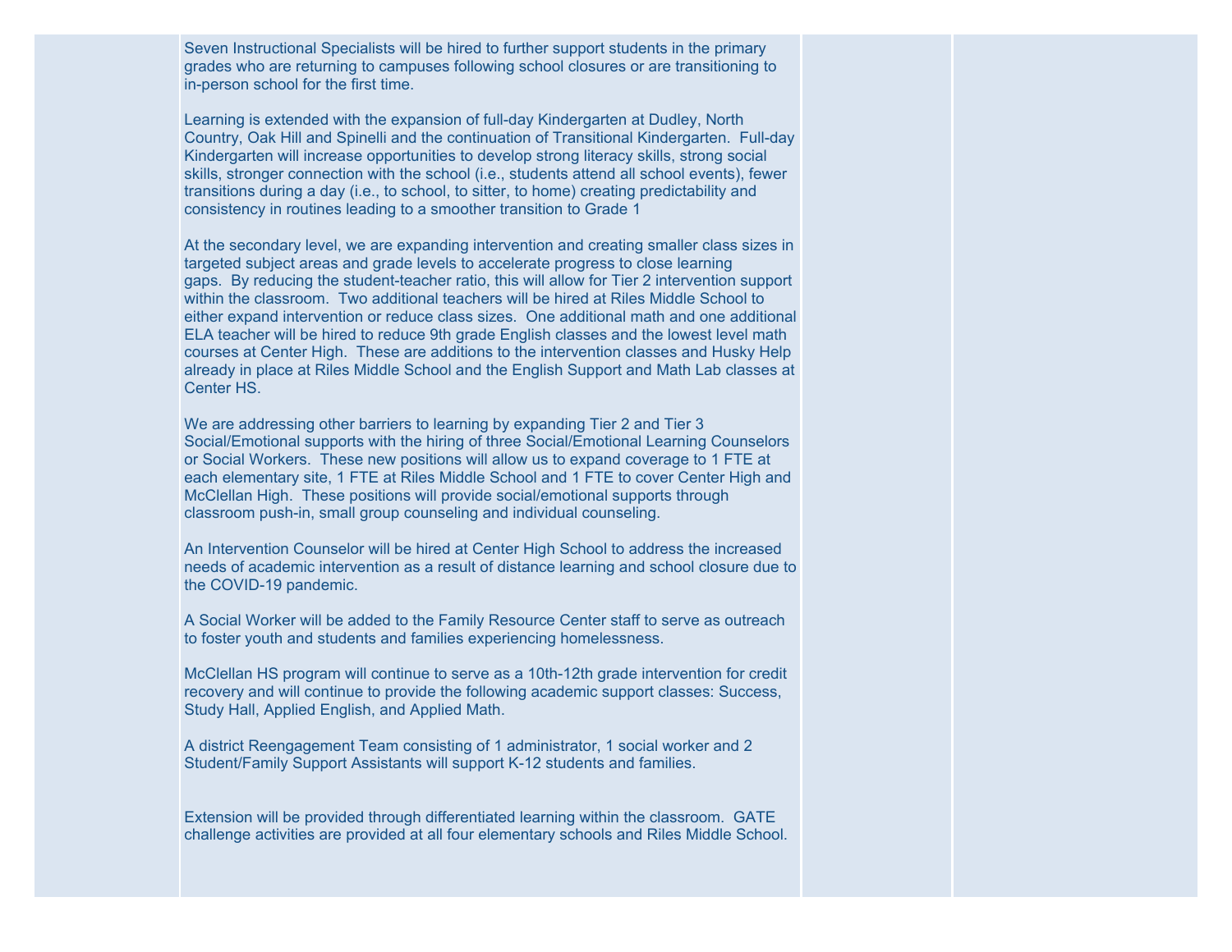| | | | |
|---|---|---|---|
| | Seven Instructional Specialists will be hired to further support students in the primary grades who are returning to campuses following school closures or are transitioning to in-person school for the first time.<br><br>Learning is extended with the expansion of full-day Kindergarten at Dudley, North Country, Oak Hill and Spinelli and the continuation of Transitional Kindergarten. Full-day Kindergarten will increase opportunities to develop strong literacy skills, strong social skills, stronger connection with the school (i.e., students attend all school events), fewer transitions during a day (i.e., to school, to sitter, to home) creating predictability and consistency in routines leading to a smoother transition to Grade 1<br><br>At the secondary level, we are expanding intervention and creating smaller class sizes in targeted subject areas and grade levels to accelerate progress to close learning gaps. By reducing the student-teacher ratio, this will allow for Tier 2 intervention support within the classroom. Two additional teachers will be hired at Riles Middle School to either expand intervention or reduce class sizes. One additional math and one additional ELA teacher will be hired to reduce 9th grade English classes and the lowest level math courses at Center High. These are additions to the intervention classes and Husky Help already in place at Riles Middle School and the English Support and Math Lab classes at Center HS.<br><br>We are addressing other barriers to learning by expanding Tier 2 and Tier 3 Social/Emotional supports with the hiring of three Social/Emotional Learning Counselors or Social Workers. These new positions will allow us to expand coverage to 1 FTE at each elementary site, 1 FTE at Riles Middle School and 1 FTE to cover Center High and McClellan High. These positions will provide social/emotional supports through classroom push-in, small group counseling and individual counseling.<br><br>An Intervention Counselor will be hired at Center High School to address the increased needs of academic intervention as a result of distance learning and school closure due to the COVID-19 pandemic.<br><br>A Social Worker will be added to the Family Resource Center staff to serve as outreach to foster youth and students and families experiencing homelessness.<br><br>McClellan HS program will continue to serve as a 10th-12th grade intervention for credit recovery and will continue to provide the following academic support classes: Success, Study Hall, Applied English, and Applied Math.<br><br>A district Reengagement Team consisting of 1 administrator, 1 social worker and 2 Student/Family Support Assistants will support K-12 students and families.<br><br>Extension will be provided through differentiated learning within the classroom. GATE challenge activities are provided at all four elementary schools and Riles Middle School. | | |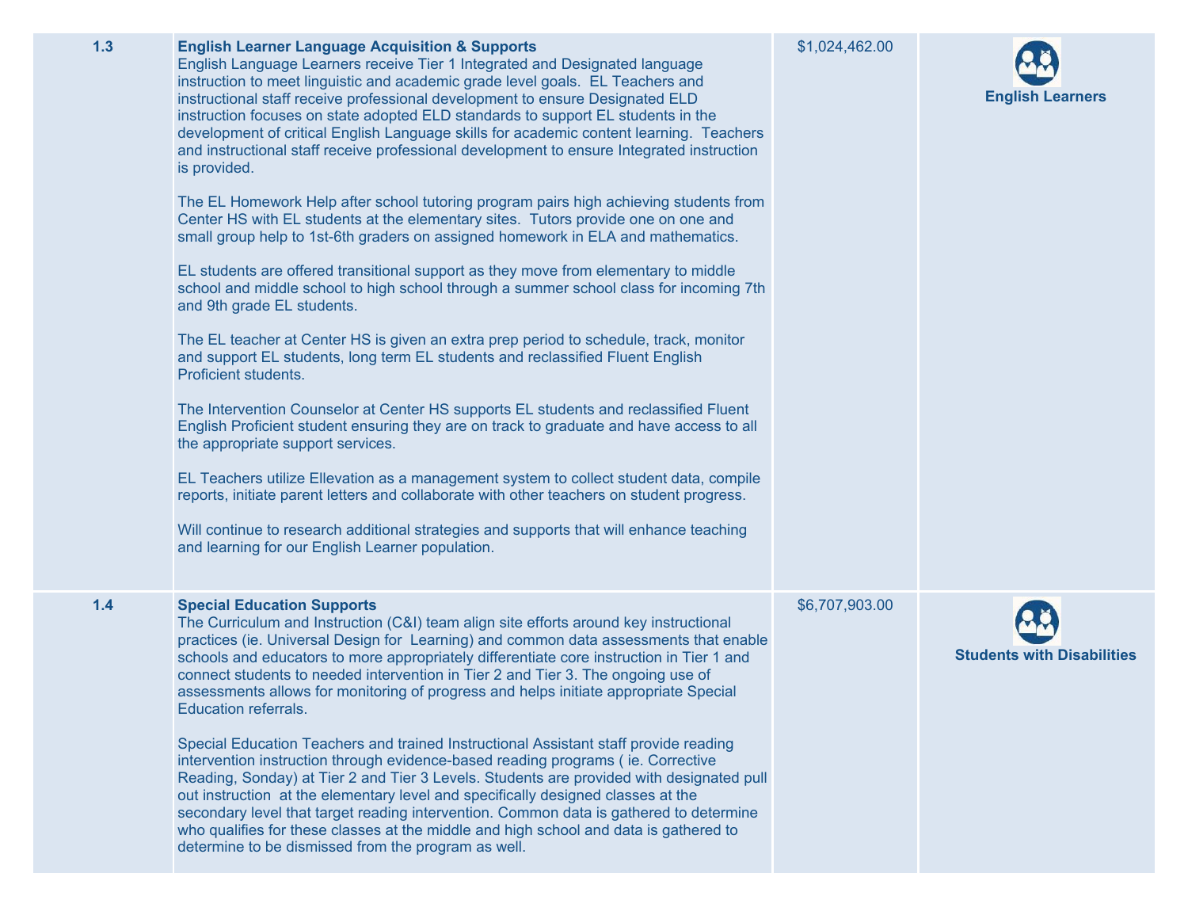| | | | |
|---|---|---|---|
| 1.3 | **English Learner Language Acquisition & Supports**<br>English Language Learners receive Tier 1 Integrated and Designated language instruction to meet linguistic and academic grade level goals. EL Teachers and instructional staff receive professional development to ensure Designated ELD instruction focuses on state adopted ELD standards to support EL students in the development of critical English Language skills for academic content learning. Teachers and instructional staff receive professional development to ensure Integrated instruction is provided.<br><br>The EL Homework Help after school tutoring program pairs high achieving students from Center HS with EL students at the elementary sites. Tutors provide one on one and small group help to 1st-6th graders on assigned homework in ELA and mathematics.<br><br>EL students are offered transitional support as they move from elementary to middle school and middle school to high school through a summer school class for incoming 7th and 9th grade EL students.<br><br>The EL teacher at Center HS is given an extra prep period to schedule, track, monitor and support EL students, long term EL students and reclassified Fluent English Proficient students.<br><br>The Intervention Counselor at Center HS supports EL students and reclassified Fluent English Proficient student ensuring they are on track to graduate and have access to all the appropriate support services.<br><br>EL Teachers utilize Ellevation as a management system to collect student data, compile reports, initiate parent letters and collaborate with other teachers on student progress.<br><br>Will continue to research additional strategies and supports that will enhance teaching and learning for our English Learner population. | $1,024,462.00 | **English Learners** |
| 1.4 | **Special Education Supports**<br>The Curriculum and Instruction (C&I) team align site efforts around key instructional practices (ie. Universal Design for Learning) and common data assessments that enable schools and educators to more appropriately differentiate core instruction in Tier 1 and connect students to needed intervention in Tier 2 and Tier 3. The ongoing use of assessments allows for monitoring of progress and helps initiate appropriate Special Education referrals.<br><br>Special Education Teachers and trained Instructional Assistant staff provide reading intervention instruction through evidence-based reading programs ( ie. Corrective Reading, Sonday) at Tier 2 and Tier 3 Levels. Students are provided with designated pull out instruction at the elementary level and specifically designed classes at the secondary level that target reading intervention. Common data is gathered to determine who qualifies for these classes at the middle and high school and data is gathered to determine to be dismissed from the program as well. | $6,707,903.00 | **Students with Disabilities** |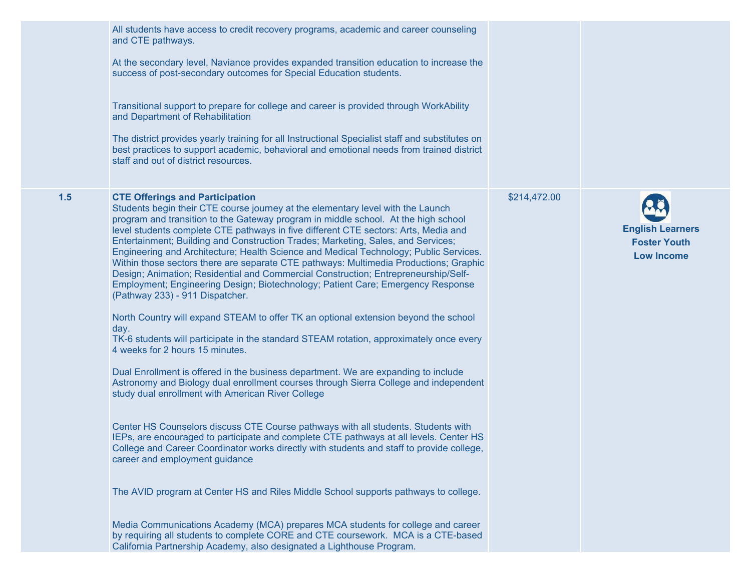| | | | |
|---|---|---|---|
| | All students have access to credit recovery programs, academic and career counseling and CTE pathways.<br><br>At the secondary level, Naviance provides expanded transition education to increase the success of post-secondary outcomes for Special Education students.<br><br>Transitional support to prepare for college and career is provided through WorkAbility and Department of Rehabilitation<br><br>The district provides yearly training for all Instructional Specialist staff and substitutes on best practices to support academic, behavioral and emotional needs from trained district staff and out of district resources. | | |
| 1.5 | **CTE Offerings and Participation**<br>Students begin their CTE course journey at the elementary level with the Launch program and transition to the Gateway program in middle school. At the high school level students complete CTE pathways in five different CTE sectors: Arts, Media and Entertainment; Building and Construction Trades; Marketing, Sales, and Services; Engineering and Architecture; Health Science and Medical Technology; Public Services. Within those sectors there are separate CTE pathways: Multimedia Productions; Graphic Design; Animation; Residential and Commercial Construction; Entrepreneurship/Self-Employment; Engineering Design; Biotechnology; Patient Care; Emergency Response (Pathway 233) - 911 Dispatcher.<br><br>North Country will expand STEAM to offer TK an optional extension beyond the school day.<br>TK-6 students will participate in the standard STEAM rotation, approximately once every 4 weeks for 2 hours 15 minutes.<br><br>Dual Enrollment is offered in the business department. We are expanding to include Astronomy and Biology dual enrollment courses through Sierra College and independent study dual enrollment with American River College<br><br>Center HS Counselors discuss CTE Course pathways with all students. Students with IEPs, are encouraged to participate and complete CTE pathways at all levels. Center HS College and Career Coordinator works directly with students and staff to provide college, career and employment guidance<br><br>The AVID program at Center HS and Riles Middle School supports pathways to college.<br><br>Media Communications Academy (MCA) prepares MCA students for college and career by requiring all students to complete CORE and CTE coursework. MCA is a CTE-based California Partnership Academy, also designated a Lighthouse Program. | $214,472.00 | English Learners<br>Foster Youth<br>Low Income |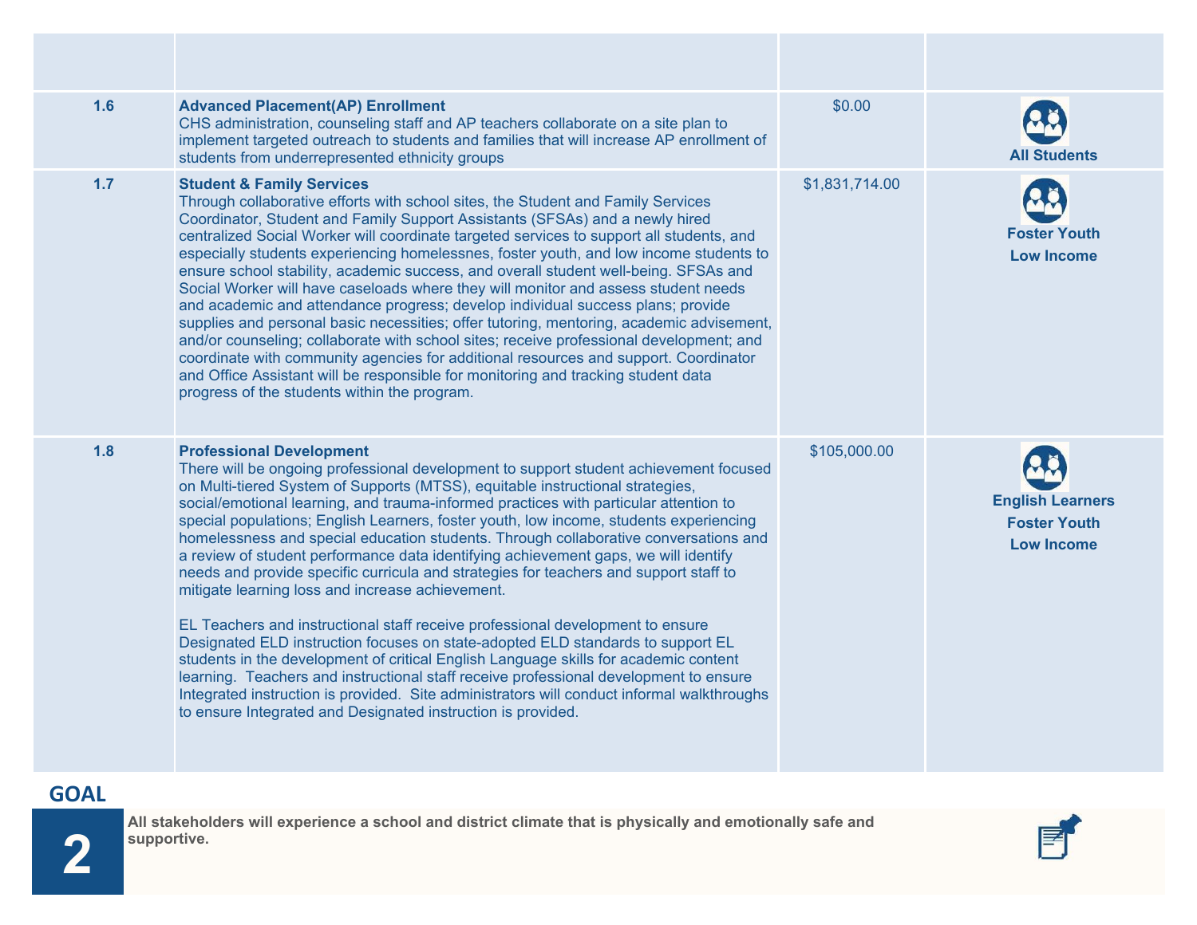| | | | |
|---|---|---|---|
| 1.6 | **Advanced Placement(AP) Enrollment**<br>CHS administration, counseling staff and AP teachers collaborate on a site plan to implement targeted outreach to students and families that will increase AP enrollment of students from underrepresented ethnicity groups | $0.00 | **All Students** |
| 1.7 | **Student & Family Services**<br>Through collaborative efforts with school sites, the Student and Family Services Coordinator, Student and Family Support Assistants (SFSAs) and a newly hired centralized Social Worker will coordinate targeted services to support all students, and especially students experiencing homelessnes, foster youth, and low income students to ensure school stability, academic success, and overall student well-being. SFSAs and Social Worker will have caseloads where they will monitor and assess student needs and academic and attendance progress; develop individual success plans; provide supplies and personal basic necessities; offer tutoring, mentoring, academic advisement, and/or counseling; collaborate with school sites; receive professional development; and coordinate with community agencies for additional resources and support. Coordinator and Office Assistant will be responsible for monitoring and tracking student data progress of the students within the program. | $1,831,714.00 | **Foster Youth**<br>**Low Income** |
| 1.8 | **Professional Development**<br>There will be ongoing professional development to support student achievement focused on Multi-tiered System of Supports (MTSS), equitable instructional strategies, social/emotional learning, and trauma-informed practices with particular attention to special populations; English Learners, foster youth, low income, students experiencing homelessness and special education students. Through collaborative conversations and a review of student performance data identifying achievement gaps, we will identify needs and provide specific curricula and strategies for teachers and support staff to mitigate learning loss and increase achievement.<br><br>EL Teachers and instructional staff receive professional development to ensure Designated ELD instruction focuses on state-adopted ELD standards to support EL students in the development of critical English Language skills for academic content learning. Teachers and instructional staff receive professional development to ensure Integrated instruction is provided. Site administrators will conduct informal walkthroughs to ensure Integrated and Designated instruction is provided. | $105,000.00 | **English Learners**<br>**Foster Youth**<br>**Low Income** |

## GOAL 2

**All stakeholders will experience a school and district climate that is physically and emotionally safe and supportive.**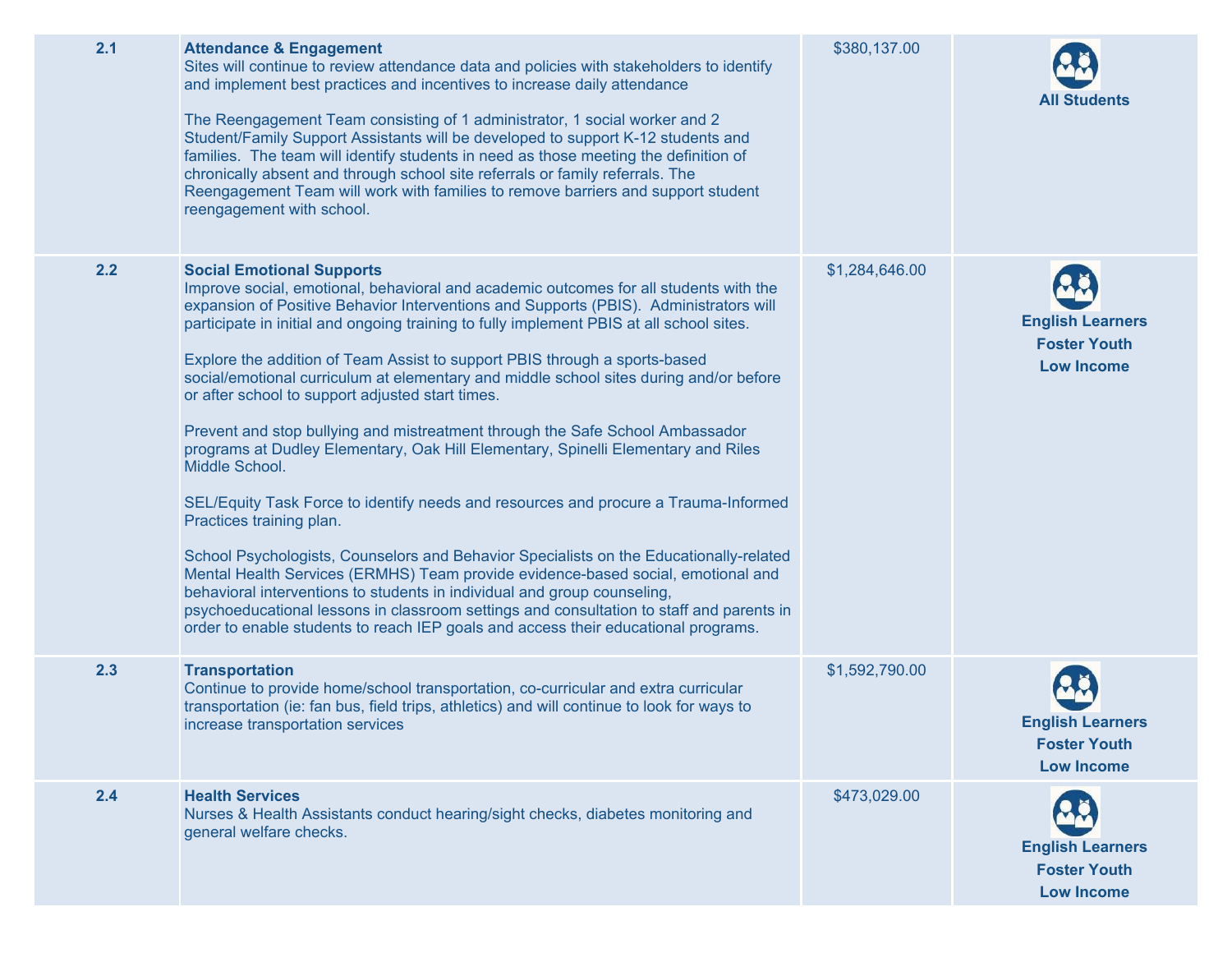| | | | |
|---|---|---|---|
| 2.1 | **Attendance & Engagement**<br>Sites will continue to review attendance data and policies with stakeholders to identify and implement best practices and incentives to increase daily attendance<br><br>The Reengagement Team consisting of 1 administrator, 1 social worker and 2 Student/Family Support Assistants will be developed to support K-12 students and families. The team will identify students in need as those meeting the definition of chronically absent and through school site referrals or family referrals. The Reengagement Team will work with families to remove barriers and support student reengagement with school. | $380,137.00 | **All Students** |
| 2.2 | **Social Emotional Supports**<br>Improve social, emotional, behavioral and academic outcomes for all students with the expansion of Positive Behavior Interventions and Supports (PBIS). Administrators will participate in initial and ongoing training to fully implement PBIS at all school sites.<br><br>Explore the addition of Team Assist to support PBIS through a sports-based social/emotional curriculum at elementary and middle school sites during and/or before or after school to support adjusted start times.<br><br>Prevent and stop bullying and mistreatment through the Safe School Ambassador programs at Dudley Elementary, Oak Hill Elementary, Spinelli Elementary and Riles Middle School.<br><br>SEL/Equity Task Force to identify needs and resources and procure a Trauma-Informed Practices training plan.<br><br>School Psychologists, Counselors and Behavior Specialists on the Educationally-related Mental Health Services (ERMHS) Team provide evidence-based social, emotional and behavioral interventions to students in individual and group counseling, psychoeducational lessons in classroom settings and consultation to staff and parents in order to enable students to reach IEP goals and access their educational programs. | $1,284,646.00 | **English Learners**<br>**Foster Youth**<br>**Low Income** |
| 2.3 | **Transportation**<br>Continue to provide home/school transportation, co-curricular and extra curricular transportation (ie: fan bus, field trips, athletics) and will continue to look for ways to increase transportation services | $1,592,790.00 | **English Learners**<br>**Foster Youth**<br>**Low Income** |
| 2.4 | **Health Services**<br>Nurses & Health Assistants conduct hearing/sight checks, diabetes monitoring and general welfare checks. | $473,029.00 | **English Learners**<br>**Foster Youth**<br>**Low Income** |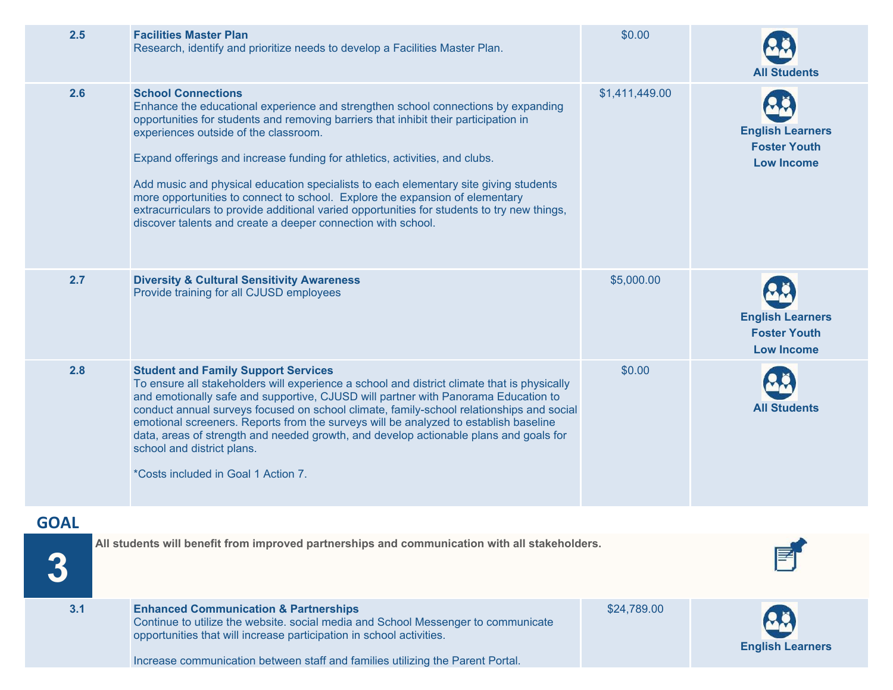| | | | |
|---|---|---|---|
| 2.5 | **Facilities Master Plan**<br>Research, identify and prioritize needs to develop a Facilities Master Plan. | $0.00 | **All Students** |
| 2.6 | **School Connections**<br>Enhance the educational experience and strengthen school connections by expanding opportunities for students and removing barriers that inhibit their participation in experiences outside of the classroom.<br><br>Expand offerings and increase funding for athletics, activities, and clubs.<br><br>Add music and physical education specialists to each elementary site giving students more opportunities to connect to school. Explore the expansion of elementary extracurriculars to provide additional varied opportunities for students to try new things, discover talents and create a deeper connection with school. | $1,411,449.00 | **English Learners**<br>**Foster Youth**<br>**Low Income** |
| 2.7 | **Diversity & Cultural Sensitivity Awareness**<br>Provide training for all CJUSD employees | $5,000.00 | **English Learners**<br>**Foster Youth**<br>**Low Income** |
| 2.8 | **Student and Family Support Services**<br>To ensure all stakeholders will experience a school and district climate that is physically and emotionally safe and supportive, CJUSD will partner with Panorama Education to conduct annual surveys focused on school climate, family-school relationships and social emotional screeners. Reports from the surveys will be analyzed to establish baseline data, areas of strength and needed growth, and develop actionable plans and goals for school and district plans.<br><br>*Costs included in Goal 1 Action 7. | $0.00 | **All Students** |

## GOAL 3

**All students will benefit from improved partnerships and communication with all stakeholders.**

| | | | |
|---|---|---|---|
| 3.1 | **Enhanced Communication & Partnerships**<br>Continue to utilize the website. social media and School Messenger to communicate opportunities that will increase participation in school activities.<br><br>Increase communication between staff and families utilizing the Parent Portal. | $24,789.00 | **English Learners** |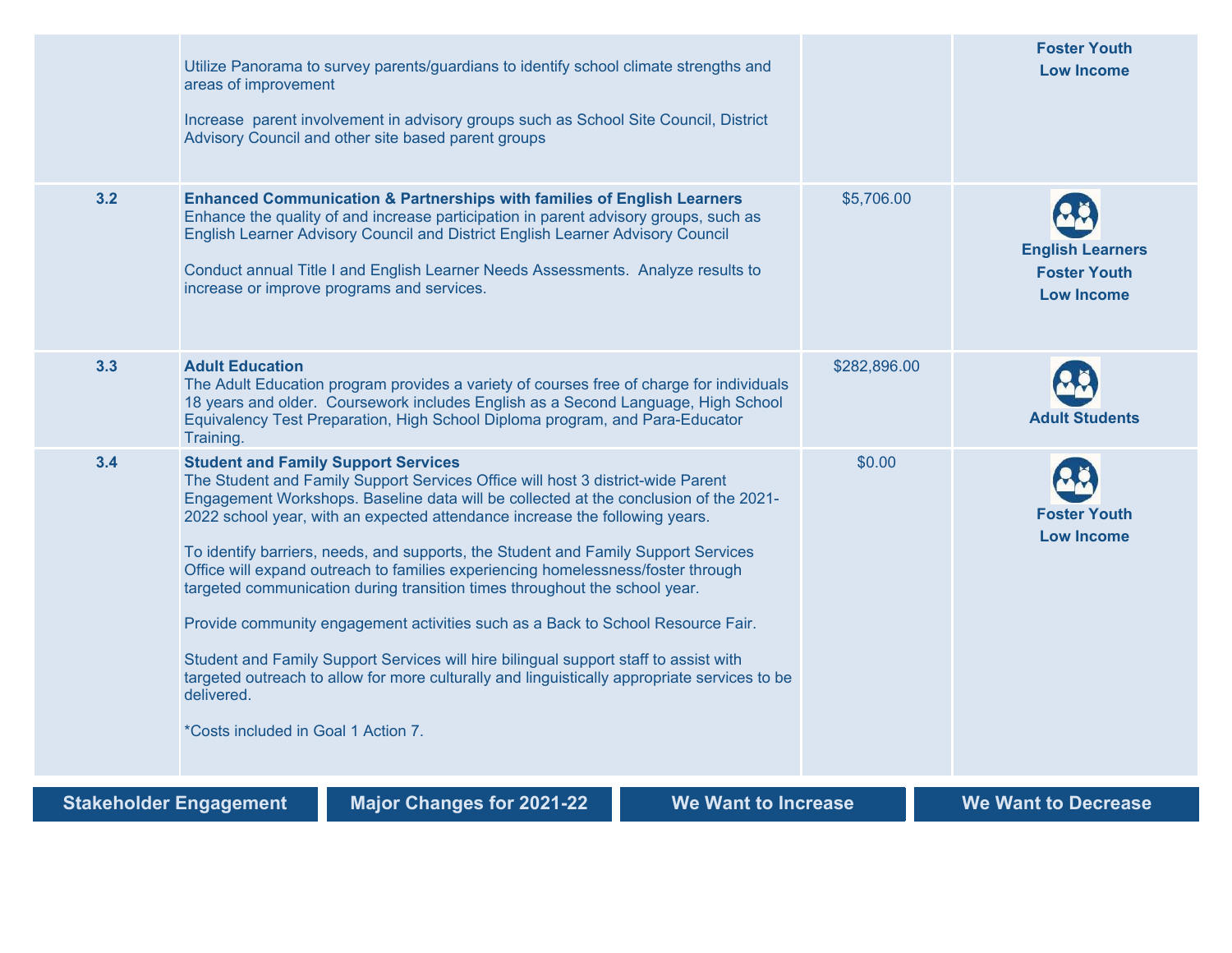| | | | |
|---|---|---|---|
| | Utilize Panorama to survey parents/guardians to identify school climate strengths and areas of improvement<br><br>Increase parent involvement in advisory groups such as School Site Council, District Advisory Council and other site based parent groups | | **Foster Youth**<br>**Low Income** |
| **3.2** | **Enhanced Communication & Partnerships with families of English Learners**<br>Enhance the quality of and increase participation in parent advisory groups, such as English Learner Advisory Council and District English Learner Advisory Council<br><br>Conduct annual Title I and English Learner Needs Assessments. Analyze results to increase or improve programs and services. | $5,706.00 | **English Learners**<br>**Foster Youth**<br>**Low Income** |
| **3.3** | **Adult Education**<br>The Adult Education program provides a variety of courses free of charge for individuals 18 years and older. Coursework includes English as a Second Language, High School Equivalency Test Preparation, High School Diploma program, and Para-Educator Training. | $282,896.00 | **Adult Students** |
| **3.4** | **Student and Family Support Services**<br>The Student and Family Support Services Office will host 3 district-wide Parent Engagement Workshops. Baseline data will be collected at the conclusion of the 2021-2022 school year, with an expected attendance increase the following years.<br><br>To identify barriers, needs, and supports, the Student and Family Support Services Office will expand outreach to families experiencing homelessness/foster through targeted communication during transition times throughout the school year.<br><br>Provide community engagement activities such as a Back to School Resource Fair.<br><br>Student and Family Support Services will hire bilingual support staff to assist with targeted outreach to allow for more culturally and linguistically appropriate services to be delivered.<br><br>*Costs included in Goal 1 Action 7. | $0.00 | **Foster Youth**<br>**Low Income** |

**Stakeholder Engagement** | **Major Changes for 2021-22** | **We Want to Increase** | **We Want to Decrease**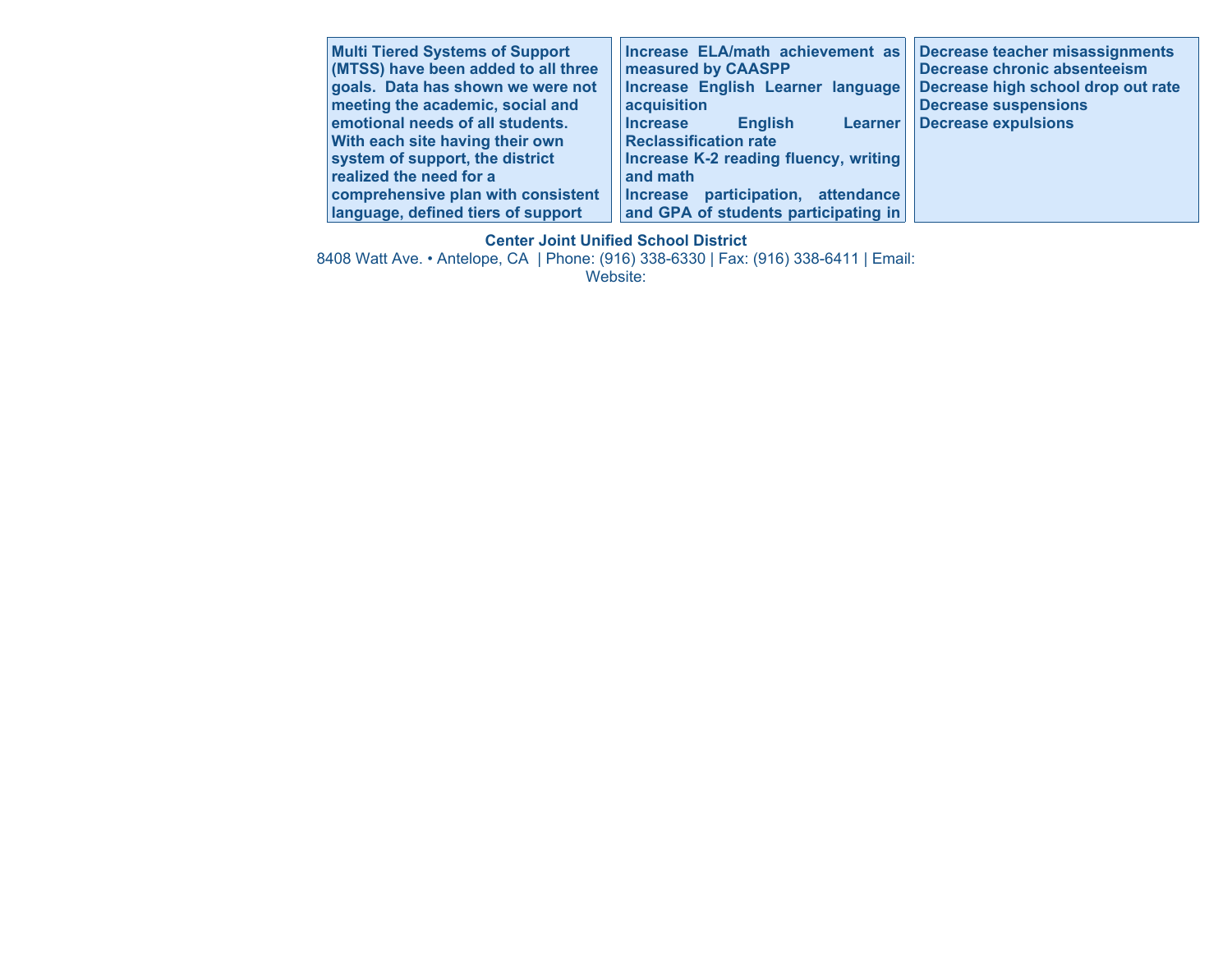| | | |
|---|---|---|
| **Multi Tiered Systems of Support (MTSS) have been added to all three goals. Data has shown we were not meeting the academic, social and emotional needs of all students. With each site having their own system of support, the district realized the need for a comprehensive plan with consistent language, defined tiers of support** | **Increase ELA/math achievement as measured by CAASPP**<br>**Increase English Learner language acquisition**<br>**Increase English Learner Reclassification rate**<br>**Increase K-2 reading fluency, writing and math**<br>**Increase participation, attendance and GPA of students participating in** | **Decrease teacher misassignments**<br>**Decrease chronic absenteeism**<br>**Decrease high school drop out rate**<br>**Decrease suspensions**<br>**Decrease expulsions** |

**Center Joint Unified School District**
8408 Watt Ave. • Antelope, CA | Phone: (916) 338-6330 | Fax: (916) 338-6411 | Email:
Website: